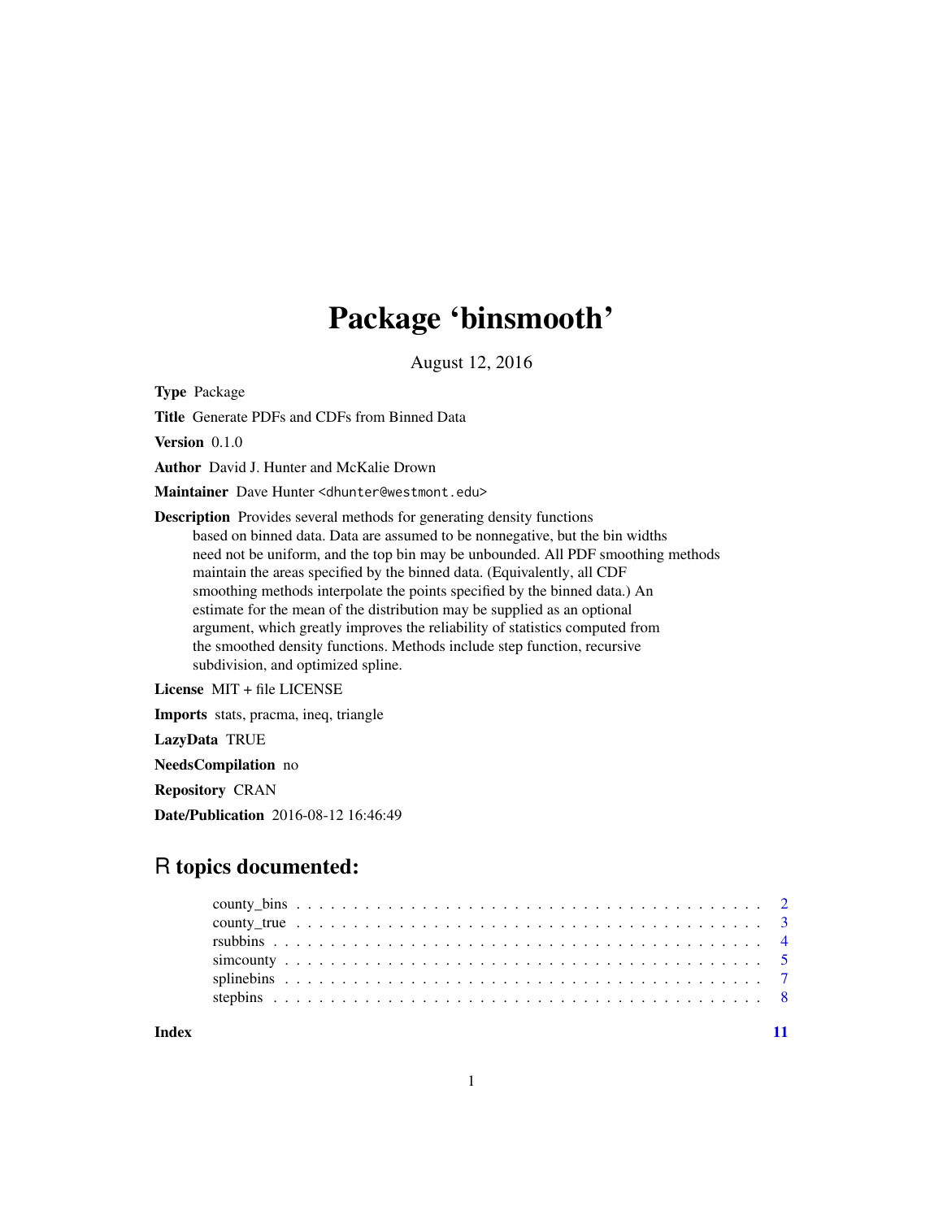# Package 'binsmooth'

August 12, 2016

**Type** Package

**Title** Generate PDFs and CDFs from Binned Data

**Version** 0.1.0

**Author** David J. Hunter and McKalie Drown

**Maintainer** Dave Hunter <dhunter@westmont.edu>

**Description** Provides several methods for generating density functions based on binned data. Data are assumed to be nonnegative, but the bin widths need not be uniform, and the top bin may be unbounded. All PDF smoothing methods maintain the areas specified by the binned data. (Equivalently, all CDF smoothing methods interpolate the points specified by the binned data.) An estimate for the mean of the distribution may be supplied as an optional argument, which greatly improves the reliability of statistics computed from the smoothed density functions. Methods include step function, recursive subdivision, and optimized spline.

**License** MIT + file LICENSE

**Imports** stats, pracma, ineq, triangle

**LazyData** TRUE

**NeedsCompilation** no

**Repository** CRAN

**Date/Publication** 2016-08-12 16:46:49

## R topics documented:

- county_bins . . . . . . . . . . . . . . . . . . . . . . . . . . . . . . . . . . . . . . . . . 2
- county_true . . . . . . . . . . . . . . . . . . . . . . . . . . . . . . . . . . . . . . . . . 3
- rsubbins . . . . . . . . . . . . . . . . . . . . . . . . . . . . . . . . . . . . . . . . . . . 4
- simcounty . . . . . . . . . . . . . . . . . . . . . . . . . . . . . . . . . . . . . . . . . . 5
- splinebins . . . . . . . . . . . . . . . . . . . . . . . . . . . . . . . . . . . . . . . . . . 7
- stepbins . . . . . . . . . . . . . . . . . . . . . . . . . . . . . . . . . . . . . . . . . . . 8

**Index** 11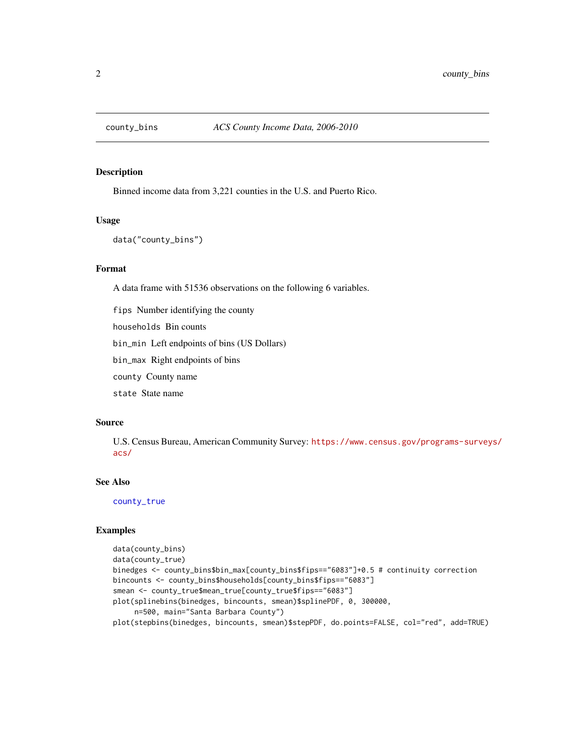## county_bins — *ACS County Income Data, 2006-2010*

### Description

Binned income data from 3,221 counties in the U.S. and Puerto Rico.

### Usage

```
data("county_bins")
```

### Format

A data frame with 51536 observations on the following 6 variables.

- `fips` Number identifying the county
- `households` Bin counts
- `bin_min` Left endpoints of bins (US Dollars)
- `bin_max` Right endpoints of bins
- `county` County name
- `state` State name

### Source

U.S. Census Bureau, American Community Survey: https://www.census.gov/programs-surveys/acs/

### See Also

`county_true`

### Examples

```
data(county_bins)
data(county_true)
binedges <- county_bins$bin_max[county_bins$fips=="6083"]+0.5 # continuity correction
bincounts <- county_bins$households[county_bins$fips=="6083"]
smean <- county_true$mean_true[county_true$fips=="6083"]
plot(splinebins(binedges, bincounts, smean)$splinePDF, 0, 300000,
     n=500, main="Santa Barbara County")
plot(stepbins(binedges, bincounts, smean)$stepPDF, do.points=FALSE, col="red", add=TRUE)
```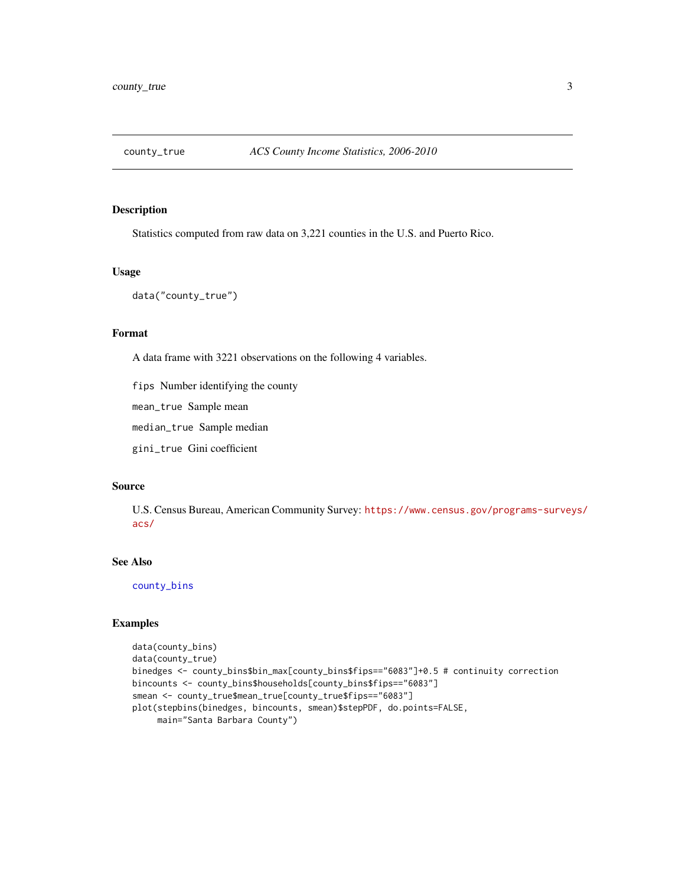## county_true — *ACS County Income Statistics, 2006-2010*

### Description

Statistics computed from raw data on 3,221 counties in the U.S. and Puerto Rico.

### Usage

```
data("county_true")
```

### Format

A data frame with 3221 observations on the following 4 variables.

- `fips` Number identifying the county
- `mean_true` Sample mean
- `median_true` Sample median
- `gini_true` Gini coefficient

### Source

U.S. Census Bureau, American Community Survey: https://www.census.gov/programs-surveys/acs/

### See Also

`county_bins`

### Examples

```
data(county_bins)
data(county_true)
binedges <- county_bins$bin_max[county_bins$fips=="6083"]+0.5 # continuity correction
bincounts <- county_bins$households[county_bins$fips=="6083"]
smean <- county_true$mean_true[county_true$fips=="6083"]
plot(stepbins(binedges, bincounts, smean)$stepPDF, do.points=FALSE,
     main="Santa Barbara County")
```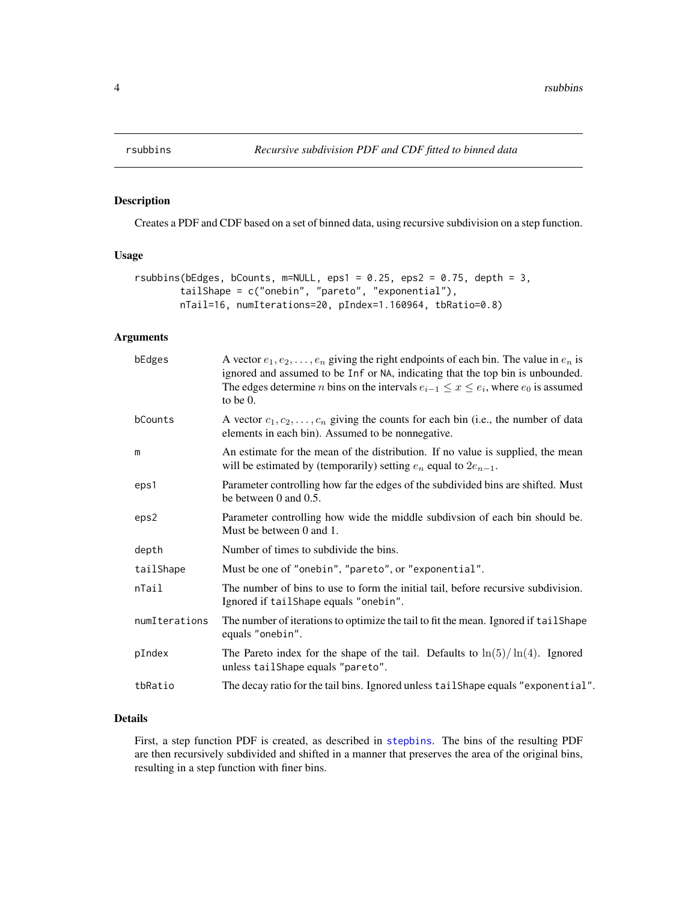# rsubbins — *Recursive subdivision PDF and CDF fitted to binned data*

## Description

Creates a PDF and CDF based on a set of binned data, using recursive subdivision on a step function.

## Usage

```
rsubbins(bEdges, bCounts, m=NULL, eps1 = 0.25, eps2 = 0.75, depth = 3,
        tailShape = c("onebin", "pareto", "exponential"),
        nTail=16, numIterations=20, pIndex=1.160964, tbRatio=0.8)
```

## Arguments

| | |
|---|---|
| `bEdges` | A vector $e_1, e_2, \ldots, e_n$ giving the right endpoints of each bin. The value in $e_n$ is ignored and assumed to be `Inf` or `NA`, indicating that the top bin is unbounded. The edges determine $n$ bins on the intervals $e_{i-1} \leq x \leq e_i$, where $e_0$ is assumed to be 0. |
| `bCounts` | A vector $c_1, c_2, \ldots, c_n$ giving the counts for each bin (i.e., the number of data elements in each bin). Assumed to be nonnegative. |
| `m` | An estimate for the mean of the distribution. If no value is supplied, the mean will be estimated by (temporarily) setting $e_n$ equal to $2e_{n-1}$. |
| `eps1` | Parameter controlling how far the edges of the subdivided bins are shifted. Must be between 0 and 0.5. |
| `eps2` | Parameter controlling how wide the middle subdivsion of each bin should be. Must be between 0 and 1. |
| `depth` | Number of times to subdivide the bins. |
| `tailShape` | Must be one of `"onebin"`, `"pareto"`, or `"exponential"`. |
| `nTail` | The number of bins to use to form the initial tail, before recursive subdivision. Ignored if `tailShape` equals `"onebin"`. |
| `numIterations` | The number of iterations to optimize the tail to fit the mean. Ignored if `tailShape` equals `"onebin"`. |
| `pIndex` | The Pareto index for the shape of the tail. Defaults to $\ln(5)/\ln(4)$. Ignored unless `tailShape` equals `"pareto"`. |
| `tbRatio` | The decay ratio for the tail bins. Ignored unless `tailShape` equals `"exponential"`. |

## Details

First, a step function PDF is created, as described in `stepbins`. The bins of the resulting PDF are then recursively subdivided and shifted in a manner that preserves the area of the original bins, resulting in a step function with finer bins.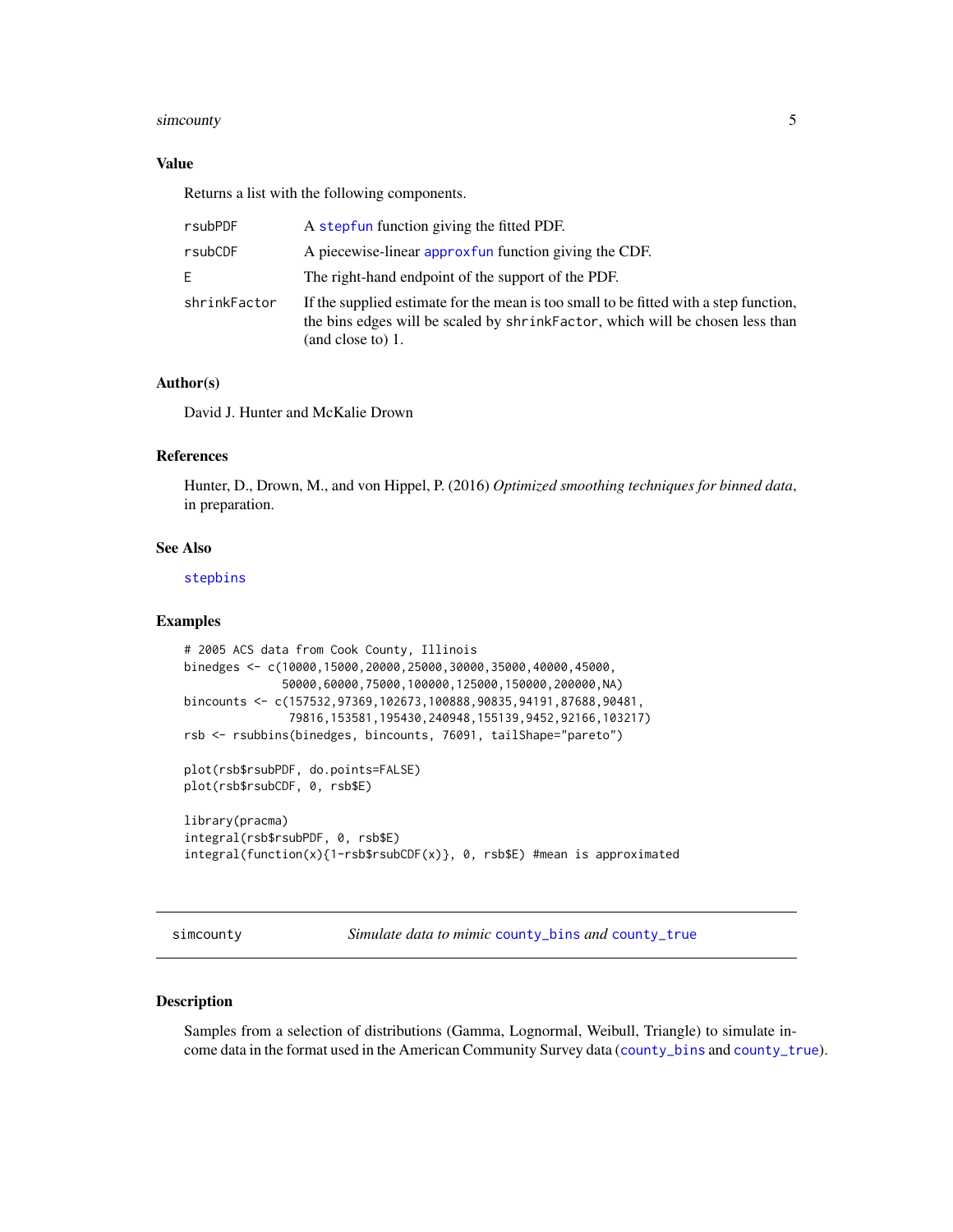### Value

Returns a list with the following components.

| | |
|---|---|
| rsubPDF | A stepfun function giving the fitted PDF. |
| rsubCDF | A piecewise-linear approxfun function giving the CDF. |
| E | The right-hand endpoint of the support of the PDF. |
| shrinkFactor | If the supplied estimate for the mean is too small to be fitted with a step function, the bins edges will be scaled by shrinkFactor, which will be chosen less than (and close to) 1. |

### Author(s)

David J. Hunter and McKalie Drown

### References

Hunter, D., Drown, M., and von Hippel, P. (2016) *Optimized smoothing techniques for binned data*, in preparation.

### See Also

stepbins

### Examples

```
# 2005 ACS data from Cook County, Illinois
binedges <- c(10000,15000,20000,25000,30000,35000,40000,45000,
              50000,60000,75000,100000,125000,150000,200000,NA)
bincounts <- c(157532,97369,102673,100888,90835,94191,87688,90481,
               79816,153581,195430,240948,155139,9452,92166,103217)
rsb <- rsubbins(binedges, bincounts, 76091, tailShape="pareto")

plot(rsb$rsubPDF, do.points=FALSE)
plot(rsb$rsubCDF, 0, rsb$E)

library(pracma)
integral(rsb$rsubPDF, 0, rsb$E)
integral(function(x){1-rsb$rsubCDF(x)}, 0, rsb$E) #mean is approximated
```

---

## simcounty — *Simulate data to mimic county_bins and county_true*

---

### Description

Samples from a selection of distributions (Gamma, Lognormal, Weibull, Triangle) to simulate income data in the format used in the American Community Survey data (county_bins and county_true).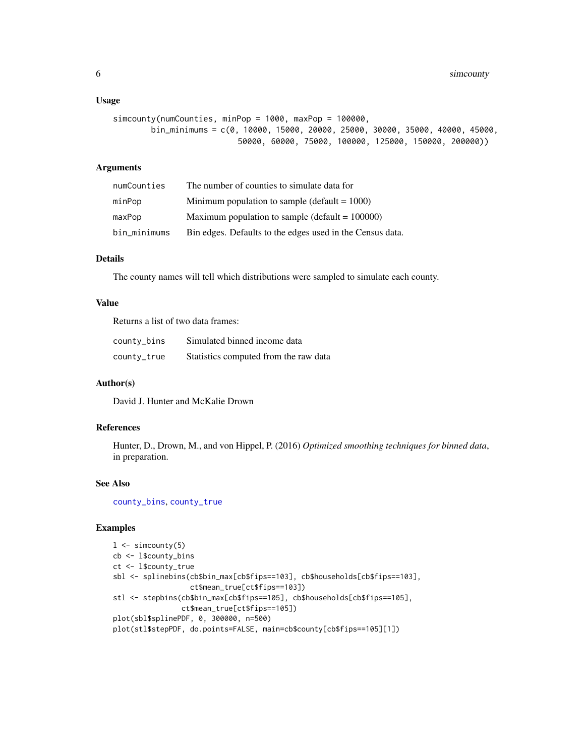### Usage

```
simcounty(numCounties, minPop = 1000, maxPop = 100000,
        bin_minimums = c(0, 10000, 15000, 20000, 25000, 30000, 35000, 40000, 45000,
                         50000, 60000, 75000, 100000, 125000, 150000, 200000))
```

### Arguments

| | |
|---|---|
| numCounties | The number of counties to simulate data for |
| minPop | Minimum population to sample (default = 1000) |
| maxPop | Maximum population to sample (default = 100000) |
| bin_minimums | Bin edges. Defaults to the edges used in the Census data. |

### Details

The county names will tell which distributions were sampled to simulate each county.

### Value

Returns a list of two data frames:

| | |
|---|---|
| county_bins | Simulated binned income data |
| county_true | Statistics computed from the raw data |

### Author(s)

David J. Hunter and McKalie Drown

### References

Hunter, D., Drown, M., and von Hippel, P. (2016) *Optimized smoothing techniques for binned data*, in preparation.

### See Also

county_bins, county_true

### Examples

```
l <- simcounty(5)
cb <- l$county_bins
ct <- l$county_true
sbl <- splinebins(cb$bin_max[cb$fips==103], cb$households[cb$fips==103],
                  ct$mean_true[ct$fips==103])
stl <- stepbins(cb$bin_max[cb$fips==105], cb$households[cb$fips==105],
                ct$mean_true[ct$fips==105])
plot(sbl$splinePDF, 0, 300000, n=500)
plot(stl$stepPDF, do.points=FALSE, main=cb$county[cb$fips==105][1])
```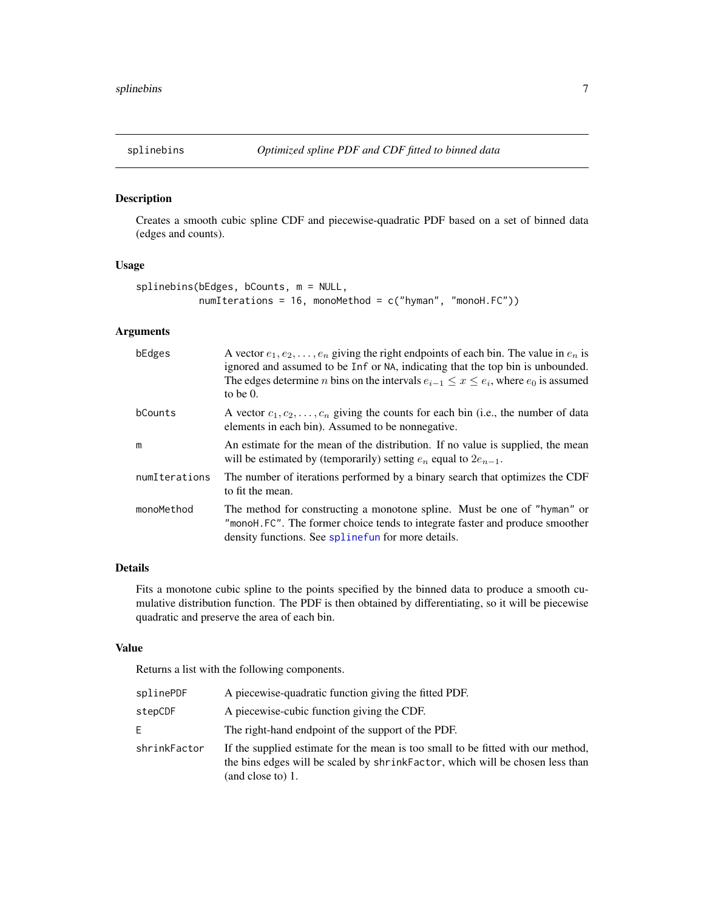## splinebins — *Optimized spline PDF and CDF fitted to binned data*

### Description

Creates a smooth cubic spline CDF and piecewise-quadratic PDF based on a set of binned data (edges and counts).

### Usage

```
splinebins(bEdges, bCounts, m = NULL,
           numIterations = 16, monoMethod = c("hyman", "monoH.FC"))
```

### Arguments

| | |
|---|---|
| `bEdges` | A vector $e_1, e_2, \ldots, e_n$ giving the right endpoints of each bin. The value in $e_n$ is ignored and assumed to be `Inf` or `NA`, indicating that the top bin is unbounded. The edges determine $n$ bins on the intervals $e_{i-1} \le x \le e_i$, where $e_0$ is assumed to be 0. |
| `bCounts` | A vector $c_1, c_2, \ldots, c_n$ giving the counts for each bin (i.e., the number of data elements in each bin). Assumed to be nonnegative. |
| `m` | An estimate for the mean of the distribution. If no value is supplied, the mean will be estimated by (temporarily) setting $e_n$ equal to $2e_{n-1}$. |
| `numIterations` | The number of iterations performed by a binary search that optimizes the CDF to fit the mean. |
| `monoMethod` | The method for constructing a monotone spline. Must be one of `"hyman"` or `"monoH.FC"`. The former choice tends to integrate faster and produce smoother density functions. See `splinefun` for more details. |

### Details

Fits a monotone cubic spline to the points specified by the binned data to produce a smooth cumulative distribution function. The PDF is then obtained by differentiating, so it will be piecewise quadratic and preserve the area of each bin.

### Value

Returns a list with the following components.

| | |
|---|---|
| `splinePDF` | A piecewise-quadratic function giving the fitted PDF. |
| `stepCDF` | A piecewise-cubic function giving the CDF. |
| `E` | The right-hand endpoint of the support of the PDF. |
| `shrinkFactor` | If the supplied estimate for the mean is too small to be fitted with our method, the bins edges will be scaled by `shrinkFactor`, which will be chosen less than (and close to) 1. |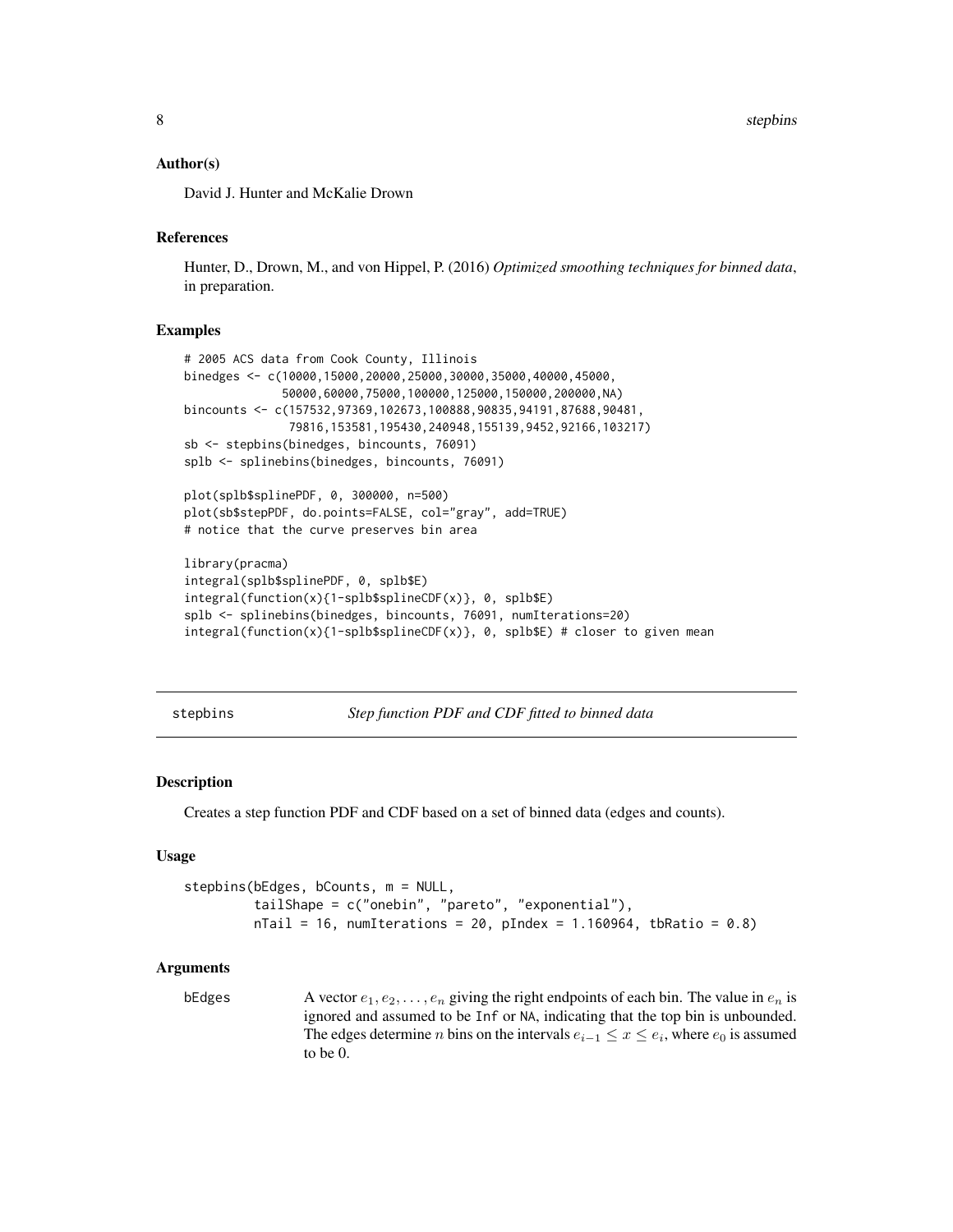### Author(s)

David J. Hunter and McKalie Drown

### References

Hunter, D., Drown, M., and von Hippel, P. (2016) *Optimized smoothing techniques for binned data*, in preparation.

### Examples

```
# 2005 ACS data from Cook County, Illinois
binedges <- c(10000,15000,20000,25000,30000,35000,40000,45000,
              50000,60000,75000,100000,125000,150000,200000,NA)
bincounts <- c(157532,97369,102673,100888,90835,94191,87688,90481,
               79816,153581,195430,240948,155139,9452,92166,103217)
sb <- stepbins(binedges, bincounts, 76091)
splb <- splinebins(binedges, bincounts, 76091)

plot(splb$splinePDF, 0, 300000, n=500)
plot(sb$stepPDF, do.points=FALSE, col="gray", add=TRUE)
# notice that the curve preserves bin area

library(pracma)
integral(splb$splinePDF, 0, splb$E)
integral(function(x){1-splb$splineCDF(x)}, 0, splb$E)
splb <- splinebins(binedges, bincounts, 76091, numIterations=20)
integral(function(x){1-splb$splineCDF(x)}, 0, splb$E) # closer to given mean
```

---

## stepbins — *Step function PDF and CDF fitted to binned data*

---

### Description

Creates a step function PDF and CDF based on a set of binned data (edges and counts).

### Usage

```
stepbins(bEdges, bCounts, m = NULL,
         tailShape = c("onebin", "pareto", "exponential"),
         nTail = 16, numIterations = 20, pIndex = 1.160964, tbRatio = 0.8)
```

### Arguments

| | |
|---|---|
| `bEdges` | A vector $e_1, e_2, \ldots, e_n$ giving the right endpoints of each bin. The value in $e_n$ is ignored and assumed to be `Inf` or `NA`, indicating that the top bin is unbounded. The edges determine $n$ bins on the intervals $e_{i-1} \leq x \leq e_i$, where $e_0$ is assumed to be 0. |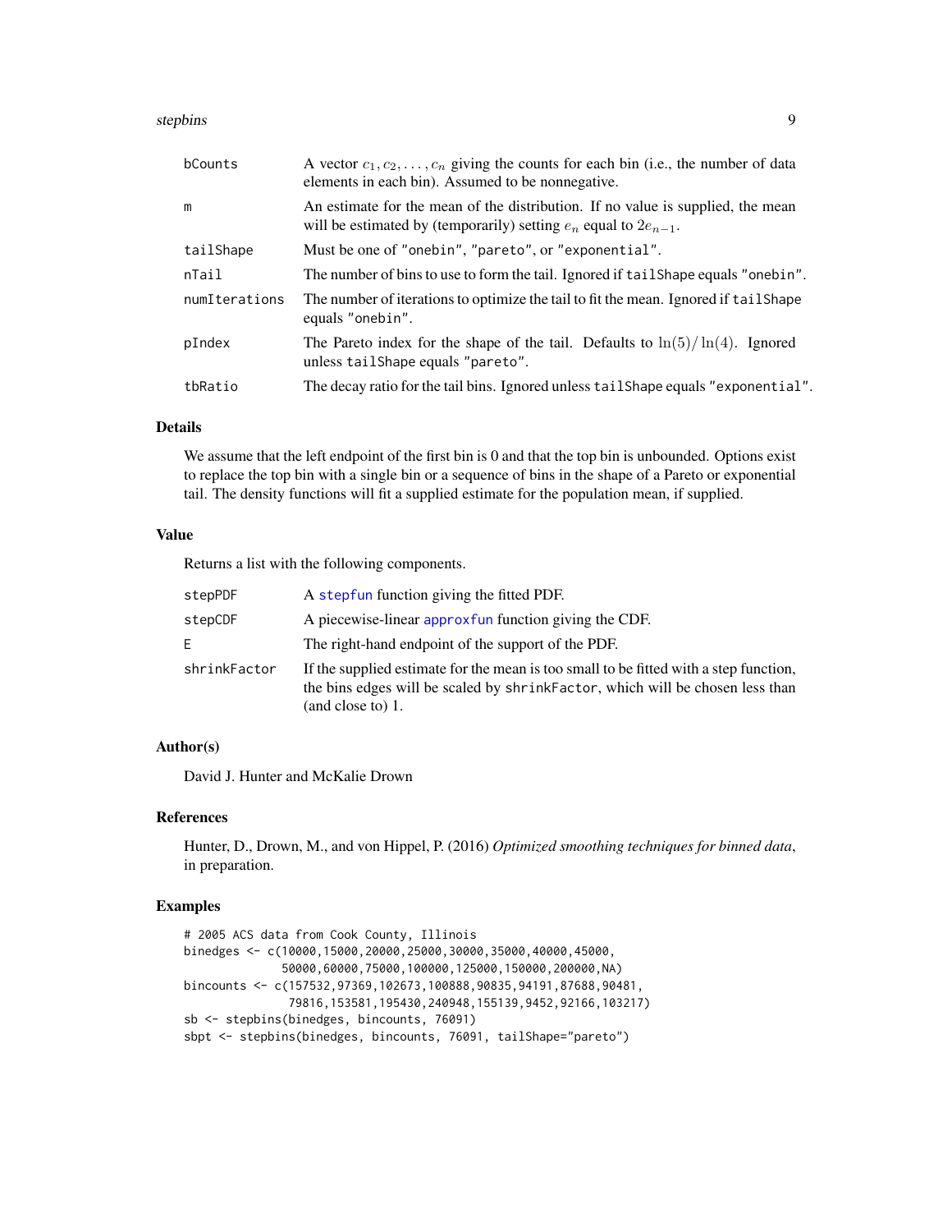| | |
|---|---|
| bCounts | A vector $c_1, c_2, \ldots, c_n$ giving the counts for each bin (i.e., the number of data elements in each bin). Assumed to be nonnegative. |
| m | An estimate for the mean of the distribution. If no value is supplied, the mean will be estimated by (temporarily) setting $e_n$ equal to $2e_{n-1}$. |
| tailShape | Must be one of "onebin", "pareto", or "exponential". |
| nTail | The number of bins to use to form the tail. Ignored if tailShape equals "onebin". |
| numIterations | The number of iterations to optimize the tail to fit the mean. Ignored if tailShape equals "onebin". |
| pIndex | The Pareto index for the shape of the tail. Defaults to $\ln(5)/\ln(4)$. Ignored unless tailShape equals "pareto". |
| tbRatio | The decay ratio for the tail bins. Ignored unless tailShape equals "exponential". |

## Details

We assume that the left endpoint of the first bin is 0 and that the top bin is unbounded. Options exist to replace the top bin with a single bin or a sequence of bins in the shape of a Pareto or exponential tail. The density functions will fit a supplied estimate for the population mean, if supplied.

## Value

Returns a list with the following components.

| | |
|---|---|
| stepPDF | A stepfun function giving the fitted PDF. |
| stepCDF | A piecewise-linear approxfun function giving the CDF. |
| E | The right-hand endpoint of the support of the PDF. |
| shrinkFactor | If the supplied estimate for the mean is too small to be fitted with a step function, the bins edges will be scaled by shrinkFactor, which will be chosen less than (and close to) 1. |

## Author(s)

David J. Hunter and McKalie Drown

## References

Hunter, D., Drown, M., and von Hippel, P. (2016) *Optimized smoothing techniques for binned data*, in preparation.

## Examples

```
# 2005 ACS data from Cook County, Illinois
binedges <- c(10000,15000,20000,25000,30000,35000,40000,45000,
             50000,60000,75000,100000,125000,150000,200000,NA)
bincounts <- c(157532,97369,102673,100888,90835,94191,87688,90481,
              79816,153581,195430,240948,155139,9452,92166,103217)
sb <- stepbins(binedges, bincounts, 76091)
sbpt <- stepbins(binedges, bincounts, 76091, tailShape="pareto")
```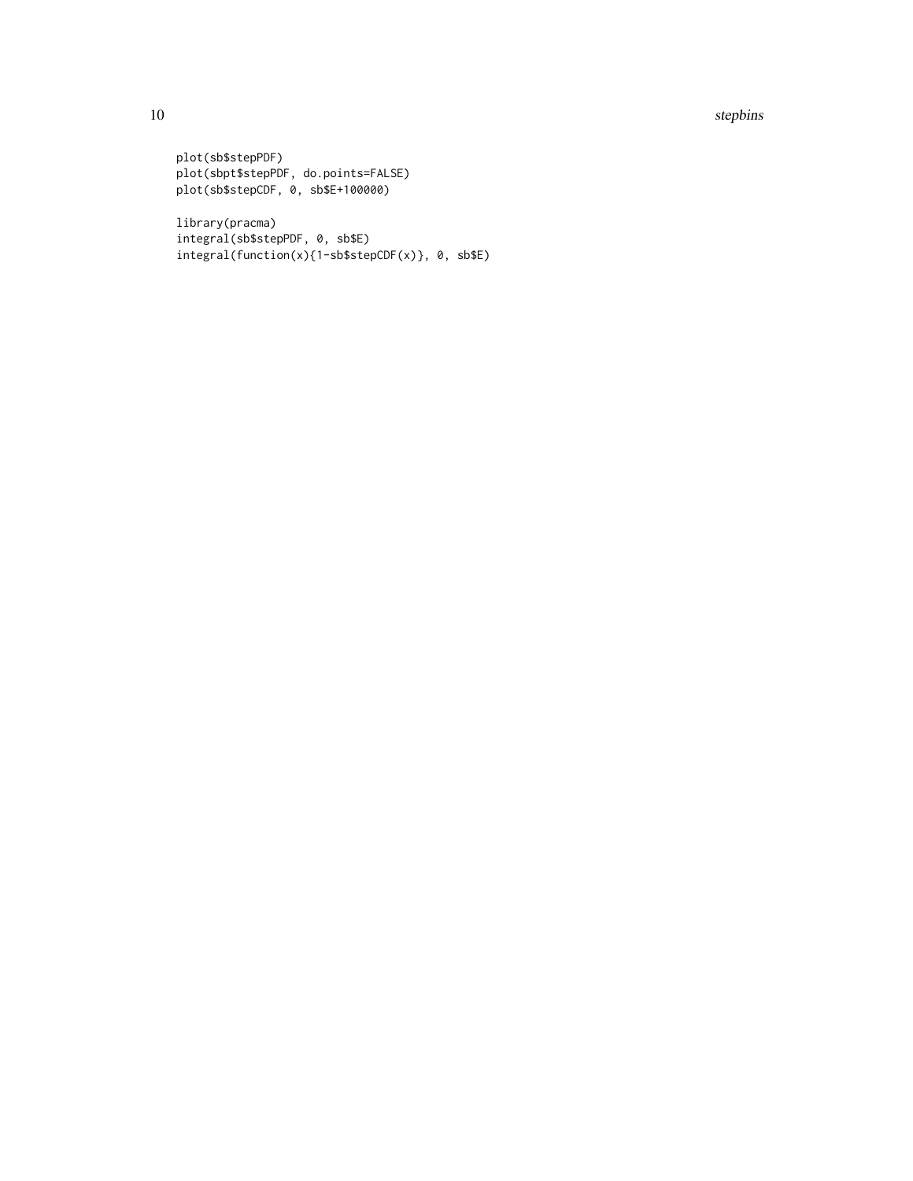```
plot(sb$stepPDF)
plot(sbpt$stepPDF, do.points=FALSE)
plot(sb$stepCDF, 0, sb$E+100000)

library(pracma)
integral(sb$stepPDF, 0, sb$E)
integral(function(x){1-sb$stepCDF(x)}, 0, sb$E)
```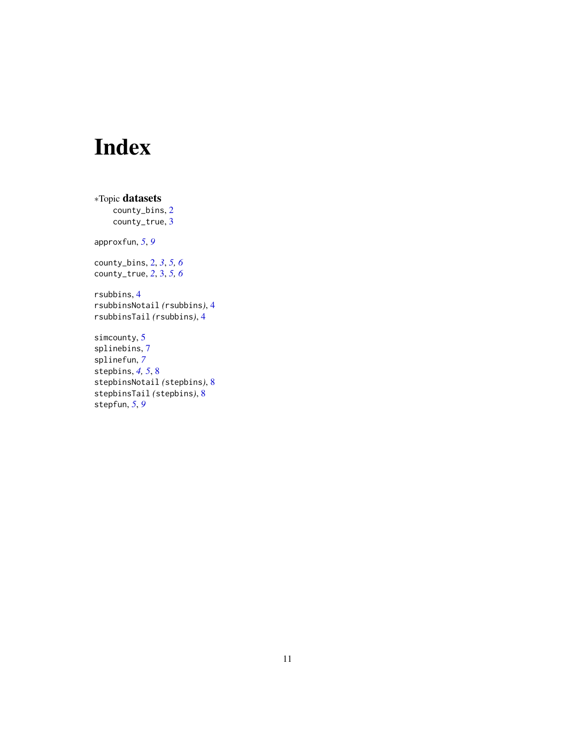# Index

∗Topic **datasets**

county_bins, 2
county_true, 3

approxfun, *5*, *9*

county_bins, 2, *3*, *5, 6*
county_true, *2*, 3, *5, 6*

rsubbins, 4
rsubbinsNotail *(*rsubbins*)*, 4
rsubbinsTail *(*rsubbins*)*, 4

simcounty, 5
splinebins, 7
splinefun, *7*
stepbins, *4, 5*, 8
stepbinsNotail *(*stepbins*)*, 8
stepbinsTail *(*stepbins*)*, 8
stepfun, *5*, *9*